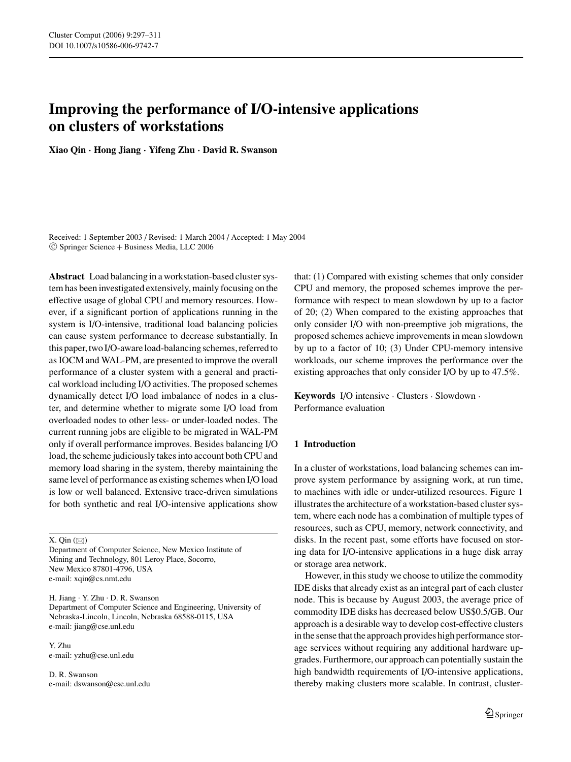# Improving the performance of I/O-intensive applications on clusters of workstations

**Xiao Qin · Hong Jiang · Yifeng Zhu · David R. Swanson**

Received: 1 September 2003 / Revised: 1 March 2004 / Accepted: 1 May 2004
© Springer Science + Business Media, LLC 2006

**Abstract** Load balancing in a workstation-based cluster system has been investigated extensively, mainly focusing on the effective usage of global CPU and memory resources. However, if a significant portion of applications running in the system is I/O-intensive, traditional load balancing policies can cause system performance to decrease substantially. In this paper, two I/O-aware load-balancing schemes, referred to as IOCM and WAL-PM, are presented to improve the overall performance of a cluster system with a general and practical workload including I/O activities. The proposed schemes dynamically detect I/O load imbalance of nodes in a cluster, and determine whether to migrate some I/O load from overloaded nodes to other less- or under-loaded nodes. The current running jobs are eligible to be migrated in WAL-PM only if overall performance improves. Besides balancing I/O load, the scheme judiciously takes into account both CPU and memory load sharing in the system, thereby maintaining the same level of performance as existing schemes when I/O load is low or well balanced. Extensive trace-driven simulations for both synthetic and real I/O-intensive applications show that: (1) Compared with existing schemes that only consider CPU and memory, the proposed schemes improve the performance with respect to mean slowdown by up to a factor of 20; (2) When compared to the existing approaches that only consider I/O with non-preemptive job migrations, the proposed schemes achieve improvements in mean slowdown by up to a factor of 10; (3) Under CPU-memory intensive workloads, our scheme improves the performance over the existing approaches that only consider I/O by up to 47.5%.

**Keywords** I/O intensive · Clusters · Slowdown · Performance evaluation

X. Qin (✉)
Department of Computer Science, New Mexico Institute of Mining and Technology, 801 Leroy Place, Socorro, New Mexico 87801-4796, USA
e-mail: xqin@cs.nmt.edu

H. Jiang · Y. Zhu · D. R. Swanson
Department of Computer Science and Engineering, University of Nebraska-Lincoln, Lincoln, Nebraska 68588-0115, USA
e-mail: jiang@cse.unl.edu

Y. Zhu
e-mail: yzhu@cse.unl.edu

D. R. Swanson
e-mail: dswanson@cse.unl.edu

## 1 Introduction

In a cluster of workstations, load balancing schemes can improve system performance by assigning work, at run time, to machines with idle or under-utilized resources. Figure 1 illustrates the architecture of a workstation-based cluster system, where each node has a combination of multiple types of resources, such as CPU, memory, network connectivity, and disks. In the recent past, some efforts have focused on storing data for I/O-intensive applications in a huge disk array or storage area network.

However, in this study we choose to utilize the commodity IDE disks that already exist as an integral part of each cluster node. This is because by August 2003, the average price of commodity IDE disks has decreased below US$0.5/GB. Our approach is a desirable way to develop cost-effective clusters in the sense that the approach provides high performance storage services without requiring any additional hardware upgrades. Furthermore, our approach can potentially sustain the high bandwidth requirements of I/O-intensive applications, thereby making clusters more scalable. In contrast, cluster-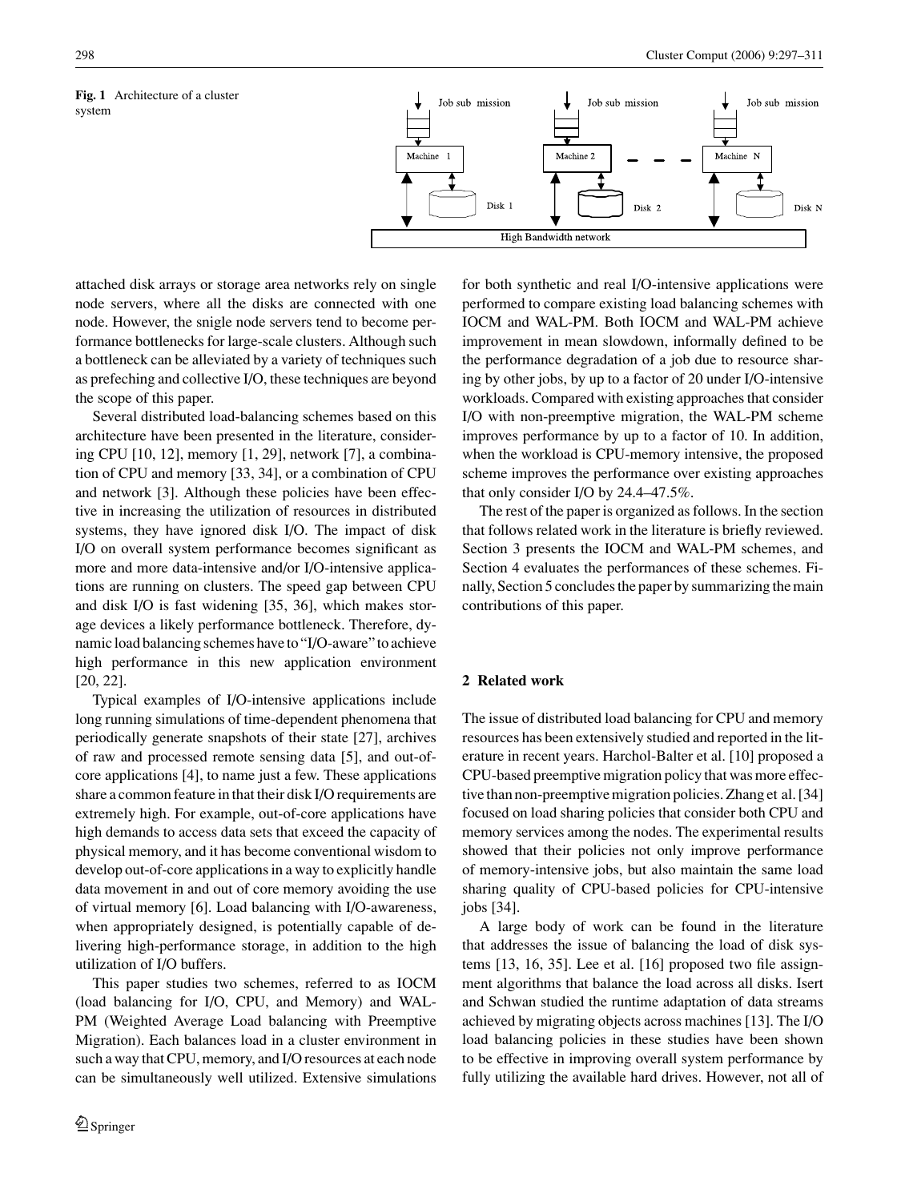**Fig. 1** Architecture of a cluster system

attached disk arrays or storage area networks rely on single node servers, where all the disks are connected with one node. However, the snigle node servers tend to become performance bottlenecks for large-scale clusters. Although such a bottleneck can be alleviated by a variety of techniques such as prefeching and collective I/O, these techniques are beyond the scope of this paper.

Several distributed load-balancing schemes based on this architecture have been presented in the literature, considering CPU [10, 12], memory [1, 29], network [7], a combination of CPU and memory [33, 34], or a combination of CPU and network [3]. Although these policies have been effective in increasing the utilization of resources in distributed systems, they have ignored disk I/O. The impact of disk I/O on overall system performance becomes significant as more and more data-intensive and/or I/O-intensive applications are running on clusters. The speed gap between CPU and disk I/O is fast widening [35, 36], which makes storage devices a likely performance bottleneck. Therefore, dynamic load balancing schemes have to "I/O-aware" to achieve high performance in this new application environment [20, 22].

Typical examples of I/O-intensive applications include long running simulations of time-dependent phenomena that periodically generate snapshots of their state [27], archives of raw and processed remote sensing data [5], and out-of-core applications [4], to name just a few. These applications share a common feature in that their disk I/O requirements are extremely high. For example, out-of-core applications have high demands to access data sets that exceed the capacity of physical memory, and it has become conventional wisdom to develop out-of-core applications in a way to explicitly handle data movement in and out of core memory avoiding the use of virtual memory [6]. Load balancing with I/O-awareness, when appropriately designed, is potentially capable of delivering high-performance storage, in addition to the high utilization of I/O buffers.

This paper studies two schemes, referred to as IOCM (load balancing for I/O, CPU, and Memory) and WAL-PM (Weighted Average Load balancing with Preemptive Migration). Each balances load in a cluster environment in such a way that CPU, memory, and I/O resources at each node can be simultaneously well utilized. Extensive simulations for both synthetic and real I/O-intensive applications were performed to compare existing load balancing schemes with IOCM and WAL-PM. Both IOCM and WAL-PM achieve improvement in mean slowdown, informally defined to be the performance degradation of a job due to resource sharing by other jobs, by up to a factor of 20 under I/O-intensive workloads. Compared with existing approaches that consider I/O with non-preemptive migration, the WAL-PM scheme improves performance by up to a factor of 10. In addition, when the workload is CPU-memory intensive, the proposed scheme improves the performance over existing approaches that only consider I/O by 24.4–47.5%.

The rest of the paper is organized as follows. In the section that follows related work in the literature is briefly reviewed. Section 3 presents the IOCM and WAL-PM schemes, and Section 4 evaluates the performances of these schemes. Finally, Section 5 concludes the paper by summarizing the main contributions of this paper.

## 2 Related work

The issue of distributed load balancing for CPU and memory resources has been extensively studied and reported in the literature in recent years. Harchol-Balter et al. [10] proposed a CPU-based preemptive migration policy that was more effective than non-preemptive migration policies. Zhang et al. [34] focused on load sharing policies that consider both CPU and memory services among the nodes. The experimental results showed that their policies not only improve performance of memory-intensive jobs, but also maintain the same load sharing quality of CPU-based policies for CPU-intensive jobs [34].

A large body of work can be found in the literature that addresses the issue of balancing the load of disk systems [13, 16, 35]. Lee et al. [16] proposed two file assignment algorithms that balance the load across all disks. Isert and Schwan studied the runtime adaptation of data streams achieved by migrating objects across machines [13]. The I/O load balancing policies in these studies have been shown to be effective in improving overall system performance by fully utilizing the available hard drives. However, not all of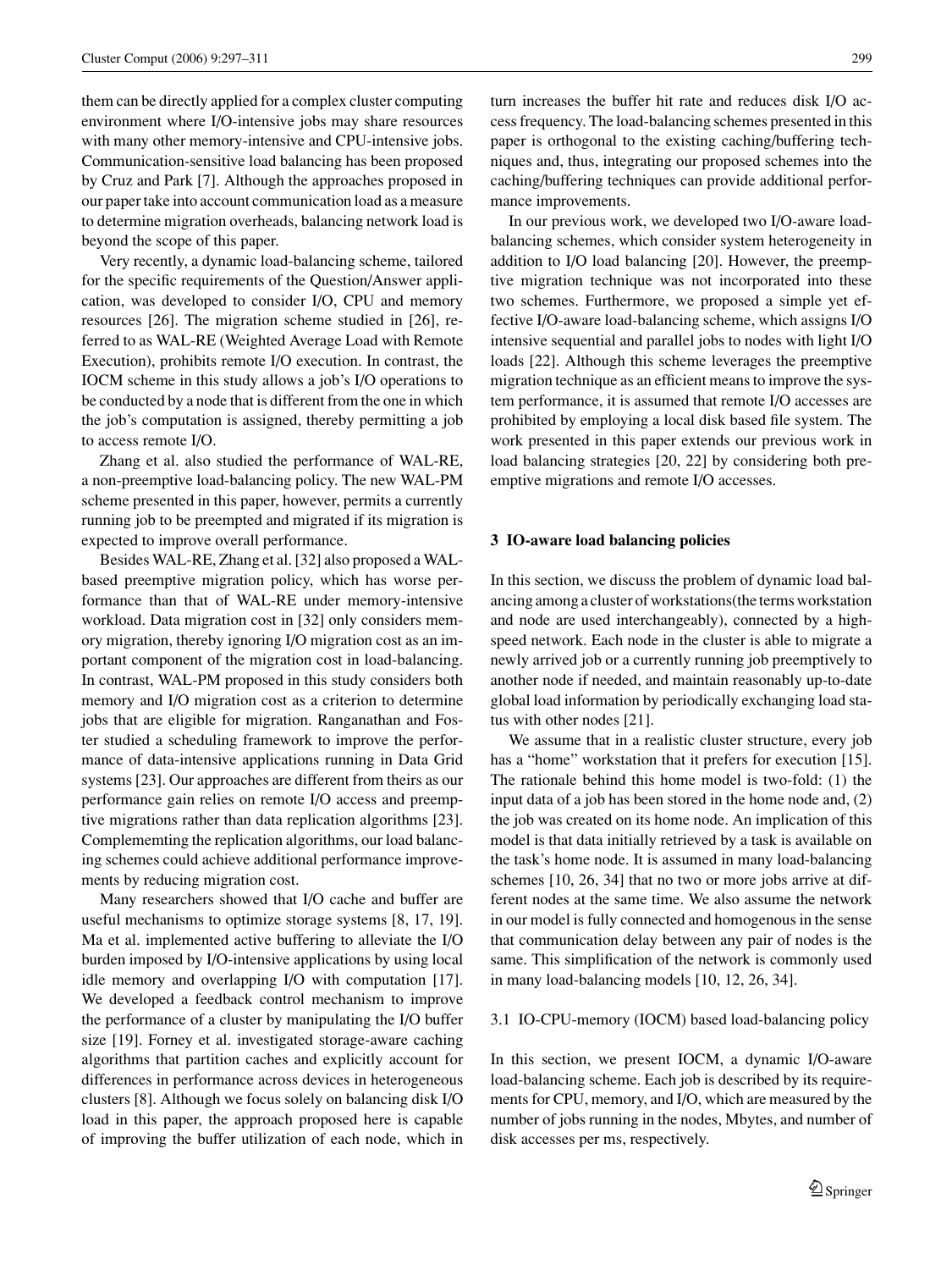them can be directly applied for a complex cluster computing environment where I/O-intensive jobs may share resources with many other memory-intensive and CPU-intensive jobs. Communication-sensitive load balancing has been proposed by Cruz and Park [7]. Although the approaches proposed in our paper take into account communication load as a measure to determine migration overheads, balancing network load is beyond the scope of this paper.

Very recently, a dynamic load-balancing scheme, tailored for the specific requirements of the Question/Answer application, was developed to consider I/O, CPU and memory resources [26]. The migration scheme studied in [26], referred to as WAL-RE (Weighted Average Load with Remote Execution), prohibits remote I/O execution. In contrast, the IOCM scheme in this study allows a job's I/O operations to be conducted by a node that is different from the one in which the job's computation is assigned, thereby permitting a job to access remote I/O.

Zhang et al. also studied the performance of WAL-RE, a non-preemptive load-balancing policy. The new WAL-PM scheme presented in this paper, however, permits a currently running job to be preempted and migrated if its migration is expected to improve overall performance.

Besides WAL-RE, Zhang et al. [32] also proposed a WAL-based preemptive migration policy, which has worse performance than that of WAL-RE under memory-intensive workload. Data migration cost in [32] only considers memory migration, thereby ignoring I/O migration cost as an important component of the migration cost in load-balancing. In contrast, WAL-PM proposed in this study considers both memory and I/O migration cost as a criterion to determine jobs that are eligible for migration. Ranganathan and Foster studied a scheduling framework to improve the performance of data-intensive applications running in Data Grid systems [23]. Our approaches are different from theirs as our performance gain relies on remote I/O access and preemptive migrations rather than data replication algorithms [23]. Complememting the replication algorithms, our load balancing schemes could achieve additional performance improvements by reducing migration cost.

Many researchers showed that I/O cache and buffer are useful mechanisms to optimize storage systems [8, 17, 19]. Ma et al. implemented active buffering to alleviate the I/O burden imposed by I/O-intensive applications by using local idle memory and overlapping I/O with computation [17]. We developed a feedback control mechanism to improve the performance of a cluster by manipulating the I/O buffer size [19]. Forney et al. investigated storage-aware caching algorithms that partition caches and explicitly account for differences in performance across devices in heterogeneous clusters [8]. Although we focus solely on balancing disk I/O load in this paper, the approach proposed here is capable of improving the buffer utilization of each node, which in turn increases the buffer hit rate and reduces disk I/O access frequency. The load-balancing schemes presented in this paper is orthogonal to the existing caching/buffering techniques and, thus, integrating our proposed schemes into the caching/buffering techniques can provide additional performance improvements.

In our previous work, we developed two I/O-aware load-balancing schemes, which consider system heterogeneity in addition to I/O load balancing [20]. However, the preemptive migration technique was not incorporated into these two schemes. Furthermore, we proposed a simple yet effective I/O-aware load-balancing scheme, which assigns I/O intensive sequential and parallel jobs to nodes with light I/O loads [22]. Although this scheme leverages the preemptive migration technique as an efficient means to improve the system performance, it is assumed that remote I/O accesses are prohibited by employing a local disk based file system. The work presented in this paper extends our previous work in load balancing strategies [20, 22] by considering both preemptive migrations and remote I/O accesses.

## 3 IO-aware load balancing policies

In this section, we discuss the problem of dynamic load balancing among a cluster of workstations(the terms workstation and node are used interchangeably), connected by a high-speed network. Each node in the cluster is able to migrate a newly arrived job or a currently running job preemptively to another node if needed, and maintain reasonably up-to-date global load information by periodically exchanging load status with other nodes [21].

We assume that in a realistic cluster structure, every job has a "home" workstation that it prefers for execution [15]. The rationale behind this home model is two-fold: (1) the input data of a job has been stored in the home node and, (2) the job was created on its home node. An implication of this model is that data initially retrieved by a task is available on the task's home node. It is assumed in many load-balancing schemes [10, 26, 34] that no two or more jobs arrive at different nodes at the same time. We also assume the network in our model is fully connected and homogenous in the sense that communication delay between any pair of nodes is the same. This simplification of the network is commonly used in many load-balancing models [10, 12, 26, 34].

### 3.1 IO-CPU-memory (IOCM) based load-balancing policy

In this section, we present IOCM, a dynamic I/O-aware load-balancing scheme. Each job is described by its requirements for CPU, memory, and I/O, which are measured by the number of jobs running in the nodes, Mbytes, and number of disk accesses per ms, respectively.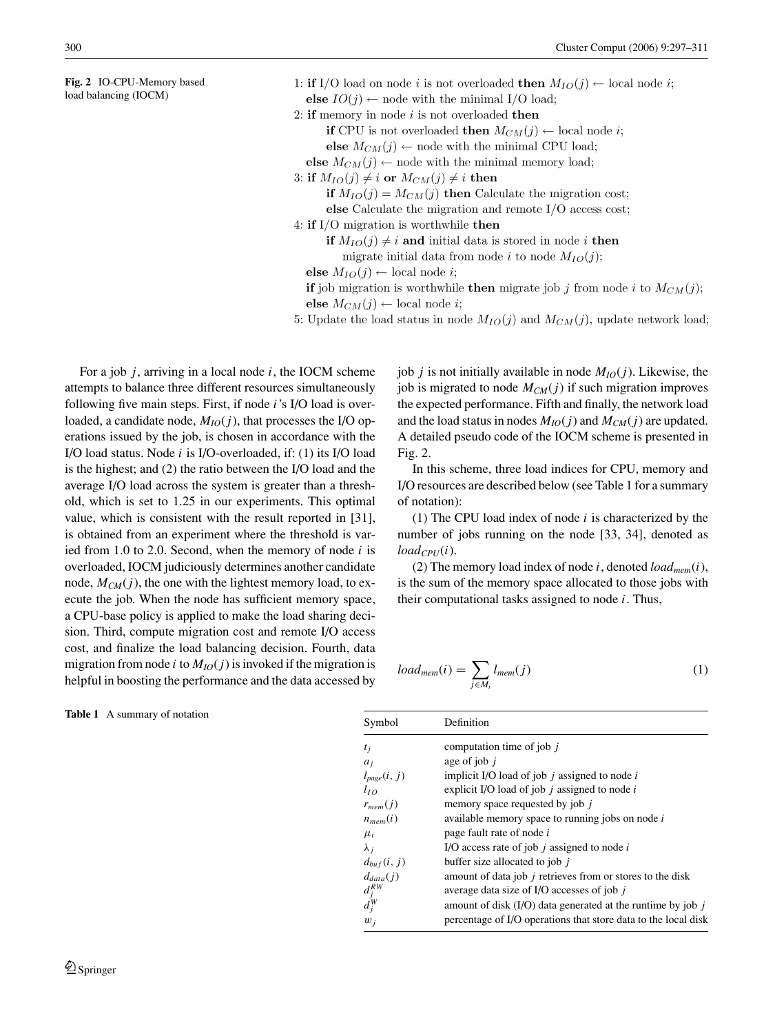**Fig. 2** IO-CPU-Memory based load balancing (IOCM)

```
1: if I/O load on node i is not overloaded then M_IO(j) ← local node i;
   else IO(j) ← node with the minimal I/O load;
2: if memory in node i is not overloaded then
       if CPU is not overloaded then M_CM(j) ← local node i;
       else M_CM(j) ← node with the minimal CPU load;
   else M_CM(j) ← node with the minimal memory load;
3: if M_IO(j) ≠ i or M_CM(j) ≠ i then
       if M_IO(j) = M_CM(j) then Calculate the migration cost;
       else Calculate the migration and remote I/O access cost;
4: if I/O migration is worthwhile then
       if M_IO(j) ≠ i and initial data is stored in node i then
           migrate initial data from node i to node M_IO(j);
   else M_IO(j) ← local node i;
   if job migration is worthwhile then migrate job j from node i to M_CM(j);
   else M_CM(j) ← local node i;
5: Update the load status in node M_IO(j) and M_CM(j), update network load;
```

For a job $j$, arriving in a local node $i$, the IOCM scheme attempts to balance three different resources simultaneously following five main steps. First, if node $i$'s I/O load is overloaded, a candidate node, $M_{IO}(j)$, that processes the I/O operations issued by the job, is chosen in accordance with the I/O load status. Node $i$ is I/O-overloaded, if: (1) its I/O load is the highest; and (2) the ratio between the I/O load and the average I/O load across the system is greater than a threshold, which is set to 1.25 in our experiments. This optimal value, which is consistent with the result reported in [31], is obtained from an experiment where the threshold is varied from 1.0 to 2.0. Second, when the memory of node $i$ is overloaded, IOCM judiciously determines another candidate node, $M_{CM}(j)$, the one with the lightest memory load, to execute the job. When the node has sufficient memory space, a CPU-base policy is applied to make the load sharing decision. Third, compute migration cost and remote I/O access cost, and finalize the load balancing decision. Fourth, data migration from node $i$ to $M_{IO}(j)$ is invoked if the migration is helpful in boosting the performance and the data accessed by job $j$ is not initially available in node $M_{IO}(j)$. Likewise, the job is migrated to node $M_{CM}(j)$ if such migration improves the expected performance. Fifth and finally, the network load and the load status in nodes $M_{IO}(j)$ and $M_{CM}(j)$ are updated. A detailed pseudo code of the IOCM scheme is presented in Fig. 2.

In this scheme, three load indices for CPU, memory and I/O resources are described below (see Table 1 for a summary of notation):

(1) The CPU load index of node $i$ is characterized by the number of jobs running on the node [33, 34], denoted as $load_{CPU}(i)$.

(2) The memory load index of node $i$, denoted $load_{mem}(i)$, is the sum of the memory space allocated to those jobs with their computational tasks assigned to node $i$. Thus,

$$load_{mem}(i) = \sum_{j \in M_i} l_{mem}(j) \tag{1}$$

**Table 1** A summary of notation

| Symbol | Definition |
|---|---|
| $t_j$ | computation time of job $j$ |
| $a_j$ | age of job $j$ |
| $l_{page}(i, j)$ | implicit I/O load of job $j$ assigned to node $i$ |
| $l_{IO}$ | explicit I/O load of job $j$ assigned to node $i$ |
| $r_{mem}(j)$ | memory space requested by job $j$ |
| $n_{mem}(i)$ | available memory space to running jobs on node $i$ |
| $\mu_i$ | page fault rate of node $i$ |
| $\lambda_j$ | I/O access rate of job $j$ assigned to node $i$ |
| $d_{buf}(i, j)$ | buffer size allocated to job $j$ |
| $d_{data}(j)$ | amount of data job $j$ retrieves from or stores to the disk |
| $d_j^{RW}$ | average data size of I/O accesses of job $j$ |
| $d_j^{W}$ | amount of disk (I/O) data generated at the runtime by job $j$ |
| $w_j$ | percentage of I/O operations that store data to the local disk |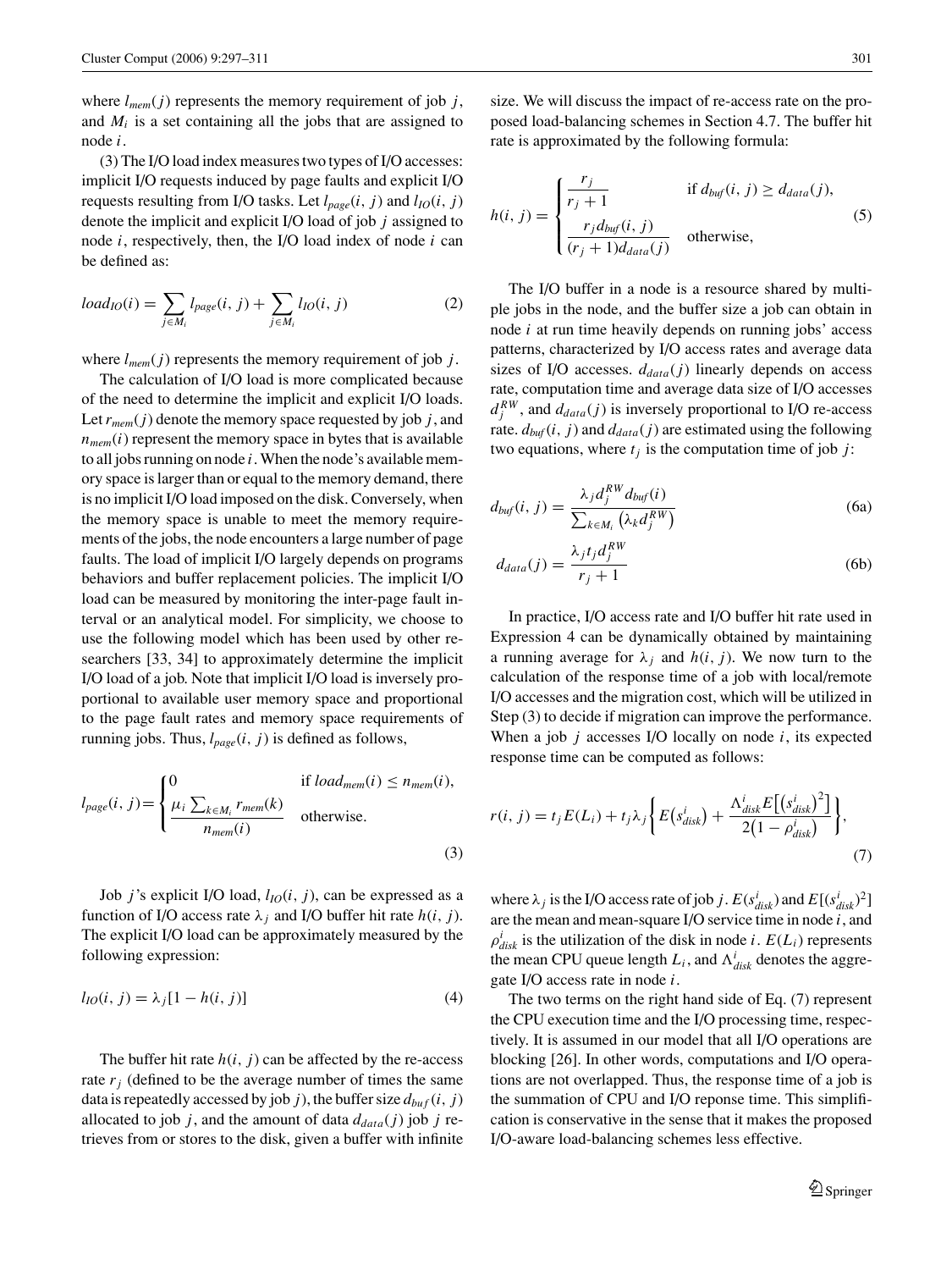where $l_{mem}(j)$ represents the memory requirement of job $j$, and $M_i$ is a set containing all the jobs that are assigned to node $i$.

(3) The I/O load index measures two types of I/O accesses: implicit I/O requests induced by page faults and explicit I/O requests resulting from I/O tasks. Let $l_{page}(i, j)$ and $l_{IO}(i, j)$ denote the implicit and explicit I/O load of job $j$ assigned to node $i$, respectively, then, the I/O load index of node $i$ can be defined as:

$$load_{IO}(i) = \sum_{j \in M_i} l_{page}(i, j) + \sum_{j \in M_i} l_{IO}(i, j) \tag{2}$$

where $l_{mem}(j)$ represents the memory requirement of job $j$.

The calculation of I/O load is more complicated because of the need to determine the implicit and explicit I/O loads. Let $r_{mem}(j)$ denote the memory space requested by job $j$, and $n_{mem}(i)$ represent the memory space in bytes that is available to all jobs running on node $i$. When the node's available memory space is larger than or equal to the memory demand, there is no implicit I/O load imposed on the disk. Conversely, when the memory space is unable to meet the memory requirements of the jobs, the node encounters a large number of page faults. The load of implicit I/O largely depends on programs behaviors and buffer replacement policies. The implicit I/O load can be measured by monitoring the inter-page fault interval or an analytical model. For simplicity, we choose to use the following model which has been used by other researchers [33, 34] to approximately determine the implicit I/O load of a job. Note that implicit I/O load is inversely proportional to available user memory space and proportional to the page fault rates and memory space requirements of running jobs. Thus, $l_{page}(i, j)$ is defined as follows,

$$l_{page}(i, j) = \begin{cases} 0 & \text{if } load_{mem}(i) \leq n_{mem}(i), \\ \dfrac{\mu_i \sum_{k \in M_i} r_{mem}(k)}{n_{mem}(i)} & \text{otherwise.} \end{cases} \tag{3}$$

Job $j$'s explicit I/O load, $l_{IO}(i, j)$, can be expressed as a function of I/O access rate $\lambda_j$ and I/O buffer hit rate $h(i, j)$. The explicit I/O load can be approximately measured by the following expression:

$$l_{IO}(i, j) = \lambda_j [1 - h(i, j)] \tag{4}$$

The buffer hit rate $h(i, j)$ can be affected by the re-access rate $r_j$ (defined to be the average number of times the same data is repeatedly accessed by job $j$), the buffer size $d_{buf}(i, j)$ allocated to job $j$, and the amount of data $d_{data}(j)$ job $j$ retrieves from or stores to the disk, given a buffer with infinite size. We will discuss the impact of re-access rate on the proposed load-balancing schemes in Section 4.7. The buffer hit rate is approximated by the following formula:

$$h(i, j) = \begin{cases} \dfrac{r_j}{r_j + 1} & \text{if } d_{buf}(i, j) \geq d_{data}(j), \\ \dfrac{r_j d_{buf}(i, j)}{(r_j + 1) d_{data}(j)} & \text{otherwise,} \end{cases} \tag{5}$$

The I/O buffer in a node is a resource shared by multiple jobs in the node, and the buffer size a job can obtain in node $i$ at run time heavily depends on running jobs' access patterns, characterized by I/O access rates and average data sizes of I/O accesses. $d_{data}(j)$ linearly depends on access rate, computation time and average data size of I/O accesses $d_j^{RW}$, and $d_{data}(j)$ is inversely proportional to I/O re-access rate. $d_{buf}(i, j)$ and $d_{data}(j)$ are estimated using the following two equations, where $t_j$ is the computation time of job $j$:

$$d_{buf}(i, j) = \frac{\lambda_j d_j^{RW} d_{buf}(i)}{\sum_{k \in M_i} \left(\lambda_k d_j^{RW}\right)} \tag{6a}$$

$$d_{data}(j) = \frac{\lambda_j t_j d_j^{RW}}{r_j + 1} \tag{6b}$$

In practice, I/O access rate and I/O buffer hit rate used in Expression 4 can be dynamically obtained by maintaining a running average for $\lambda_j$ and $h(i, j)$. We now turn to the calculation of the response time of a job with local/remote I/O accesses and the migration cost, which will be utilized in Step (3) to decide if migration can improve the performance. When a job $j$ accesses I/O locally on node $i$, its expected response time can be computed as follows:

$$r(i, j) = t_j E(L_i) + t_j \lambda_j \left\{ E\left(s_{disk}^i\right) + \frac{\Lambda_{disk}^i E\left[\left(s_{disk}^i\right)^2\right]}{2\left(1 - \rho_{disk}^i\right)} \right\}, \tag{7}$$

where $\lambda_j$ is the I/O access rate of job $j$. $E(s_{disk}^i)$ and $E[(s_{disk}^i)^2]$ are the mean and mean-square I/O service time in node $i$, and $\rho_{disk}^i$ is the utilization of the disk in node $i$. $E(L_i)$ represents the mean CPU queue length $L_i$, and $\Lambda_{disk}^i$ denotes the aggregate I/O access rate in node $i$.

The two terms on the right hand side of Eq. (7) represent the CPU execution time and the I/O processing time, respectively. It is assumed in our model that all I/O operations are blocking [26]. In other words, computations and I/O operations are not overlapped. Thus, the response time of a job is the summation of CPU and I/O reponse time. This simplification is conservative in the sense that it makes the proposed I/O-aware load-balancing schemes less effective.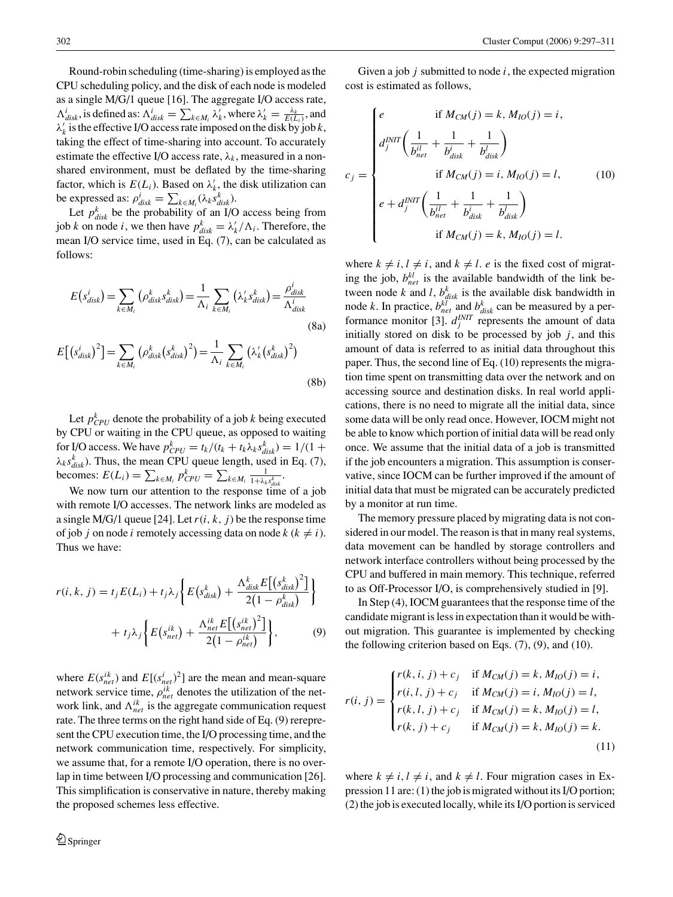Round-robin scheduling (time-sharing) is employed as the CPU scheduling policy, and the disk of each node is modeled as a single M/G/1 queue [16]. The aggregate I/O access rate, $\Lambda^i_{disk}$, is defined as: $\Lambda^i_{disk} = \sum_{k\in M_i} \lambda'_k$, where $\lambda'_k = \frac{\lambda_k}{E(L_i)}$, and $\lambda'_k$ is the effective I/O access rate imposed on the disk by job $k$, taking the effect of time-sharing into account. To accurately estimate the effective I/O access rate, $\lambda_k$, measured in a non-shared environment, must be deflated by the time-sharing factor, which is $E(L_i)$. Based on $\lambda'_k$, the disk utilization can be expressed as: $\rho^i_{disk} = \sum_{k\in M_i}(\lambda_k s^k_{disk})$.

Let $p^k_{disk}$ be the probability of an I/O access being from job $k$ on node $i$, we then have $p^k_{disk} = \lambda'_k/\Lambda_i$. Therefore, the mean I/O service time, used in Eq. (7), can be calculated as follows:

$$E(s^i_{disk}) = \sum_{k\in M_i}(\rho^k_{disk} s^k_{disk}) = \frac{1}{\Lambda_i}\sum_{k\in M_i}(\lambda'_k s^k_{disk}) = \frac{\rho^i_{disk}}{\Lambda^i_{disk}} \tag{8a}$$

$$E[(s^i_{disk})^2] = \sum_{k\in M_i}(\rho^k_{disk}(s^k_{disk})^2) = \frac{1}{\Lambda_i}\sum_{k\in M_i}(\lambda'_k(s^k_{disk})^2) \tag{8b}$$

Let $p^k_{CPU}$ denote the probability of a job $k$ being executed by CPU or waiting in the CPU queue, as opposed to waiting for I/O access. We have $p^k_{CPU} = t_k/(t_k + t_k\lambda_k s^k_{disk}) = 1/(1 + \lambda_k s^k_{disk})$. Thus, the mean CPU queue length, used in Eq. (7), becomes: $E(L_i) = \sum_{k\in M_i} p^k_{CPU} = \sum_{k\in M_i}\frac{1}{1+\lambda_k s^k_{disk}}$.

We now turn our attention to the response time of a job with remote I/O accesses. The network links are modeled as a single M/G/1 queue [24]. Let $r(i, k, j)$ be the response time of job $j$ on node $i$ remotely accessing data on node $k$ $(k \neq i)$. Thus we have:

$$r(i,k,j) = t_j E(L_i) + t_j\lambda_j\left\{E(s^k_{disk}) + \frac{\Lambda^k_{disk}E[(s^k_{disk})^2]}{2(1-\rho^k_{disk})}\right\} + t_j\lambda_j\left\{E(s^{ik}_{net}) + \frac{\Lambda^{ik}_{net}E[(s^{ik}_{net})^2]}{2(1-\rho^{ik}_{net})}\right\}, \tag{9}$$

where $E(s^{ik}_{net})$ and $E[(s^i_{net})^2]$ are the mean and mean-square network service time, $\rho^{ik}_{net}$ denotes the utilization of the network link, and $\Lambda^{ik}_{net}$ is the aggregate communication request rate. The three terms on the right hand side of Eq. (9) rerepresent the CPU execution time, the I/O processing time, and the network communication time, respectively. For simplicity, we assume that, for a remote I/O operation, there is no overlap in time between I/O processing and communication [26]. This simplification is conservative in nature, thereby making the proposed schemes less effective.

Given a job $j$ submitted to node $i$, the expected migration cost is estimated as follows,

$$c_j = \begin{cases} e & \text{if } M_{CM}(j) = k, M_{IO}(j) = i, \\ d^{INIT}_j\left(\frac{1}{b^{il}_{net}} + \frac{1}{b^i_{disk}} + \frac{1}{b^l_{disk}}\right) & \text{if } M_{CM}(j) = i, M_{IO}(j) = l, \\ e + d^{INIT}_j\left(\frac{1}{b^{il}_{net}} + \frac{1}{b^i_{disk}} + \frac{1}{b^l_{disk}}\right) & \text{if } M_{CM}(j) = k, M_{IO}(j) = l. \end{cases} \tag{10}$$

where $k \neq i, l \neq i$, and $k \neq l$. $e$ is the fixed cost of migrating the job, $b^{kl}_{net}$ is the available bandwidth of the link between node $k$ and $l$, $b^k_{disk}$ is the available disk bandwidth in node $k$. In practice, $b^{kl}_{net}$ and $b^k_{disk}$ can be measured by a performance monitor [3]. $d^{INIT}_j$ represents the amount of data initially stored on disk to be processed by job $j$, and this amount of data is referred to as initial data throughout this paper. Thus, the second line of Eq. (10) represents the migration time spent on transmitting data over the network and on accessing source and destination disks. In real world applications, there is no need to migrate all the initial data, since some data will be only read once. However, IOCM might not be able to know which portion of initial data will be read only once. We assume that the initial data of a job is transmitted if the job encounters a migration. This assumption is conservative, since IOCM can be further improved if the amount of initial data that must be migrated can be accurately predicted by a monitor at run time.

The memory pressure placed by migrating data is not considered in our model. The reason is that in many real systems, data movement can be handled by storage controllers and network interface controllers without being processed by the CPU and buffered in main memory. This technique, referred to as Off-Processor I/O, is comprehensively studied in [9].

In Step (4), IOCM guarantees that the response time of the candidate migrant is less in expectation than it would be without migration. This guarantee is implemented by checking the following criterion based on Eqs. (7), (9), and (10).

$$r(i,j) = \begin{cases} r(k,i,j) + c_j & \text{if } M_{CM}(j) = k, M_{IO}(j) = i, \\ r(i,l,j) + c_j & \text{if } M_{CM}(j) = i, M_{IO}(j) = l, \\ r(k,l,j) + c_j & \text{if } M_{CM}(j) = k, M_{IO}(j) = l, \\ r(k,j) + c_j & \text{if } M_{CM}(j) = k, M_{IO}(j) = k. \end{cases} \tag{11}$$

where $k \neq i, l \neq i$, and $k \neq l$. Four migration cases in Expression 11 are: (1) the job is migrated without its I/O portion; (2) the job is executed locally, while its I/O portion is serviced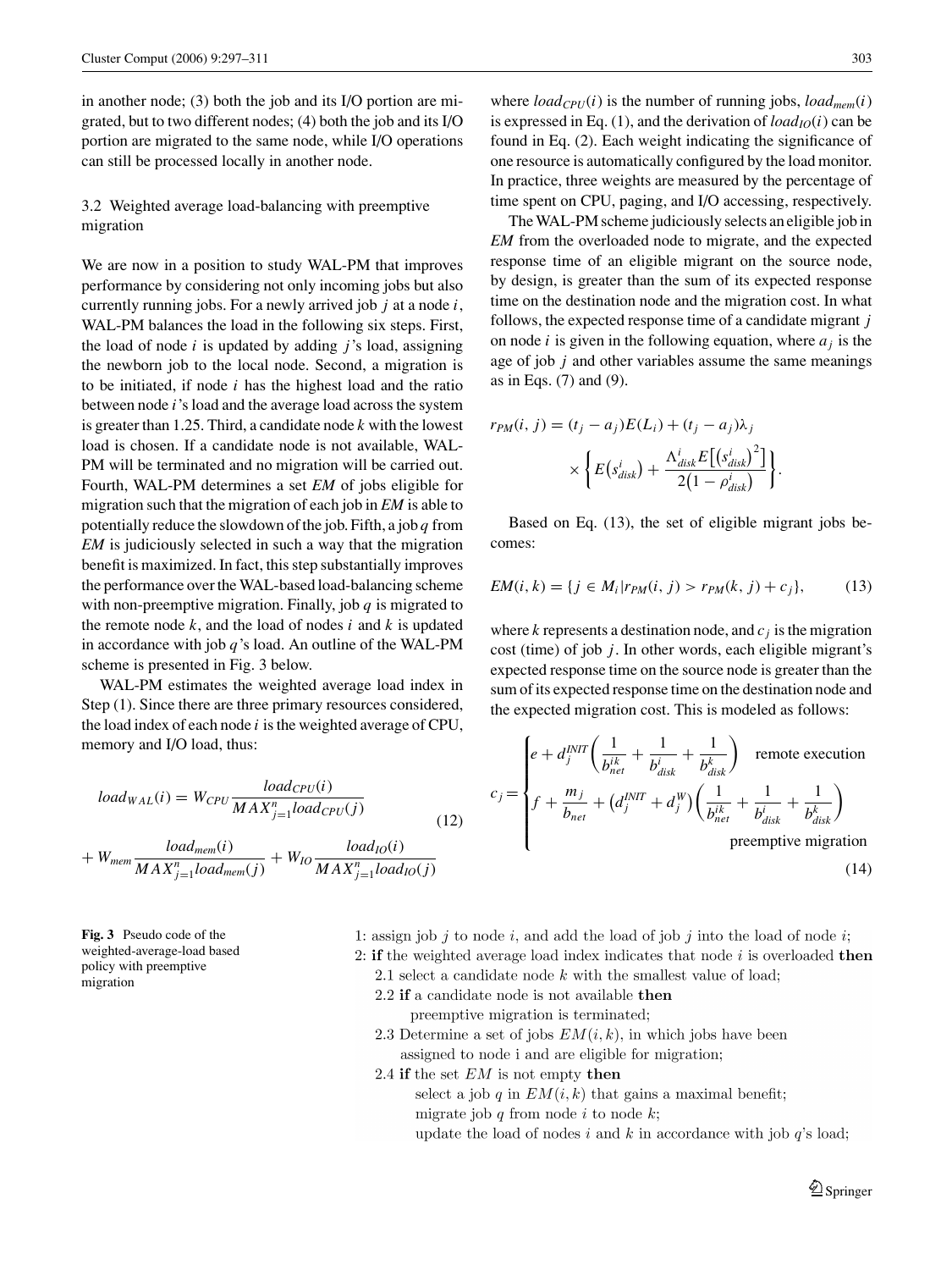in another node; (3) both the job and its I/O portion are migrated, but to two different nodes; (4) both the job and its I/O portion are migrated to the same node, while I/O operations can still be processed locally in another node.

### 3.2 Weighted average load-balancing with preemptive migration

We are now in a position to study WAL-PM that improves performance by considering not only incoming jobs but also currently running jobs. For a newly arrived job $j$ at a node $i$, WAL-PM balances the load in the following six steps. First, the load of node $i$ is updated by adding $j$'s load, assigning the newborn job to the local node. Second, a migration is to be initiated, if node $i$ has the highest load and the ratio between node $i$'s load and the average load across the system is greater than 1.25. Third, a candidate node $k$ with the lowest load is chosen. If a candidate node is not available, WAL-PM will be terminated and no migration will be carried out. Fourth, WAL-PM determines a set *EM* of jobs eligible for migration such that the migration of each job in *EM* is able to potentially reduce the slowdown of the job. Fifth, a job $q$ from *EM* is judiciously selected in such a way that the migration benefit is maximized. In fact, this step substantially improves the performance over the WAL-based load-balancing scheme with non-preemptive migration. Finally, job $q$ is migrated to the remote node $k$, and the load of nodes $i$ and $k$ is updated in accordance with job $q$'s load. An outline of the WAL-PM scheme is presented in Fig. 3 below.

WAL-PM estimates the weighted average load index in Step (1). Since there are three primary resources considered, the load index of each node $i$ is the weighted average of CPU, memory and I/O load, thus:

$$load_{WAL}(i) = W_{CPU}\frac{load_{CPU}(i)}{MAX_{j=1}^{n} load_{CPU}(j)} + W_{mem}\frac{load_{mem}(i)}{MAX_{j=1}^{n} load_{mem}(j)} + W_{IO}\frac{load_{IO}(i)}{MAX_{j=1}^{n} load_{IO}(j)} \tag{12}$$

where $load_{CPU}(i)$ is the number of running jobs, $load_{mem}(i)$ is expressed in Eq. (1), and the derivation of $load_{IO}(i)$ can be found in Eq. (2). Each weight indicating the significance of one resource is automatically configured by the load monitor. In practice, three weights are measured by the percentage of time spent on CPU, paging, and I/O accessing, respectively.

The WAL-PM scheme judiciously selects an eligible job in *EM* from the overloaded node to migrate, and the expected response time of an eligible migrant on the source node, by design, is greater than the sum of its expected response time on the destination node and the migration cost. In what follows, the expected response time of a candidate migrant $j$ on node $i$ is given in the following equation, where $a_j$ is the age of job $j$ and other variables assume the same meanings as in Eqs. (7) and (9).

$$r_{PM}(i,j) = (t_j - a_j)E(L_i) + (t_j - a_j)\lambda_j \times \left\{ E\left(s_{disk}^i\right) + \frac{\Lambda_{disk}^i E\left[\left(s_{disk}^i\right)^2\right]}{2\left(1-\rho_{disk}^i\right)} \right\}.$$

Based on Eq. (13), the set of eligible migrant jobs becomes:

$$EM(i,k) = \{ j \in M_i \mid r_{PM}(i,j) > r_{PM}(k,j) + c_j \}, \tag{13}$$

where $k$ represents a destination node, and $c_j$ is the migration cost (time) of job $j$. In other words, each eligible migrant's expected response time on the source node is greater than the sum of its expected response time on the destination node and the expected migration cost. This is modeled as follows:

$$c_j = \begin{cases} e + d_j^{INIT}\left(\dfrac{1}{b_{net}^{ik}} + \dfrac{1}{b_{disk}^{i}} + \dfrac{1}{b_{disk}^{k}}\right) & \text{remote execution} \\ f + \dfrac{m_j}{b_{net}} + \left(d_j^{INIT} + d_j^{W}\right)\left(\dfrac{1}{b_{net}^{ik}} + \dfrac{1}{b_{disk}^{i}} + \dfrac{1}{b_{disk}^{k}}\right) & \text{preemptive migration} \end{cases} \tag{14}$$

```
1: assign job j to node i, and add the load of job j into the load of node i;
2: if the weighted average load index indicates that node i is overloaded then
   2.1 select a candidate node k with the smallest value of load;
   2.2 if a candidate node is not available then
         preemptive migration is terminated;
   2.3 Determine a set of jobs EM(i, k), in which jobs have been
       assigned to node i and are eligible for migration;
   2.4 if the set EM is not empty then
         select a job q in EM(i, k) that gains a maximal benefit;
         migrate job q from node i to node k;
         update the load of nodes i and k in accordance with job q's load;
```

**Fig. 3** Pseudo code of the weighted-average-load based policy with preemptive migration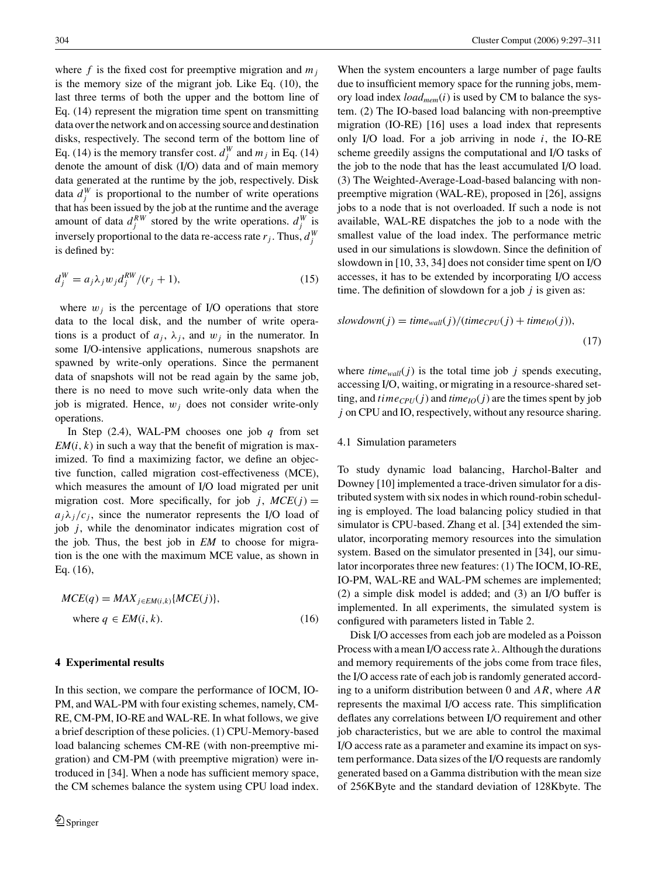where $f$ is the fixed cost for preemptive migration and $m_j$ is the memory size of the migrant job. Like Eq. (10), the last three terms of both the upper and the bottom line of Eq. (14) represent the migration time spent on transmitting data over the network and on accessing source and destination disks, respectively. The second term of the bottom line of Eq. (14) is the memory transfer cost. $d_j^W$ and $m_j$ in Eq. (14) denote the amount of disk (I/O) data and of main memory data generated at the runtime by the job, respectively. Disk data $d_j^W$ is proportional to the number of write operations that has been issued by the job at the runtime and the average amount of data $d_j^{RW}$ stored by the write operations. $d_j^W$ is inversely proportional to the data re-access rate $r_j$. Thus, $d_j^W$ is defined by:

$$d_j^W = a_j \lambda_j w_j d_j^{RW}/(r_j + 1), \tag{15}$$

where $w_j$ is the percentage of I/O operations that store data to the local disk, and the number of write operations is a product of $a_j$, $\lambda_j$, and $w_j$ in the numerator. In some I/O-intensive applications, numerous snapshots are spawned by write-only operations. Since the permanent data of snapshots will not be read again by the same job, there is no need to move such write-only data when the job is migrated. Hence, $w_j$ does not consider write-only operations.

In Step (2.4), WAL-PM chooses one job $q$ from set $EM(i, k)$ in such a way that the benefit of migration is maximized. To find a maximizing factor, we define an objective function, called migration cost-effectiveness (MCE), which measures the amount of I/O load migrated per unit migration cost. More specifically, for job $j$, $MCE(j) = a_j \lambda_j / c_j$, since the numerator represents the I/O load of job $j$, while the denominator indicates migration cost of the job. Thus, the best job in $EM$ to choose for migration is the one with the maximum MCE value, as shown in Eq. (16),

$$MCE(q) = MAX_{j \in EM(i,k)}\{MCE(j)\}, \quad \text{where } q \in EM(i, k). \tag{16}$$

## 4 Experimental results

In this section, we compare the performance of IOCM, IO-PM, and WAL-PM with four existing schemes, namely, CM-RE, CM-PM, IO-RE and WAL-RE. In what follows, we give a brief description of these policies. (1) CPU-Memory-based load balancing schemes CM-RE (with non-preemptive migration) and CM-PM (with preemptive migration) were introduced in [34]. When a node has sufficient memory space, the CM schemes balance the system using CPU load index. When the system encounters a large number of page faults due to insufficient memory space for the running jobs, memory load index $load_{mem}(i)$ is used by CM to balance the system. (2) The IO-based load balancing with non-preemptive migration (IO-RE) [16] uses a load index that represents only I/O load. For a job arriving in node $i$, the IO-RE scheme greedily assigns the computational and I/O tasks of the job to the node that has the least accumulated I/O load. (3) The Weighted-Average-Load-based balancing with non-preemptive migration (WAL-RE), proposed in [26], assigns jobs to a node that is not overloaded. If such a node is not available, WAL-RE dispatches the job to a node with the smallest value of the load index. The performance metric used in our simulations is slowdown. Since the definition of slowdown in [10, 33, 34] does not consider time spent on I/O accesses, it has to be extended by incorporating I/O access time. The definition of slowdown for a job $j$ is given as:

$$slowdown(j) = time_{wall}(j)/(time_{CPU}(j) + time_{IO}(j)), \tag{17}$$

where $time_{wall}(j)$ is the total time job $j$ spends executing, accessing I/O, waiting, or migrating in a resource-shared setting, and $time_{CPU}(j)$ and $time_{IO}(j)$ are the times spent by job $j$ on CPU and IO, respectively, without any resource sharing.

### 4.1 Simulation parameters

To study dynamic load balancing, Harchol-Balter and Downey [10] implemented a trace-driven simulator for a distributed system with six nodes in which round-robin scheduling is employed. The load balancing policy studied in that simulator is CPU-based. Zhang et al. [34] extended the simulator, incorporating memory resources into the simulation system. Based on the simulator presented in [34], our simulator incorporates three new features: (1) The IOCM, IO-RE, IO-PM, WAL-RE and WAL-PM schemes are implemented; (2) a simple disk model is added; and (3) an I/O buffer is implemented. In all experiments, the simulated system is configured with parameters listed in Table 2.

Disk I/O accesses from each job are modeled as a Poisson Process with a mean I/O access rate $\lambda$. Although the durations and memory requirements of the jobs come from trace files, the I/O access rate of each job is randomly generated according to a uniform distribution between 0 and $AR$, where $AR$ represents the maximal I/O access rate. This simplification deflates any correlations between I/O requirement and other job characteristics, but we are able to control the maximal I/O access rate as a parameter and examine its impact on system performance. Data sizes of the I/O requests are randomly generated based on a Gamma distribution with the mean size of 256KByte and the standard deviation of 128Kbyte. The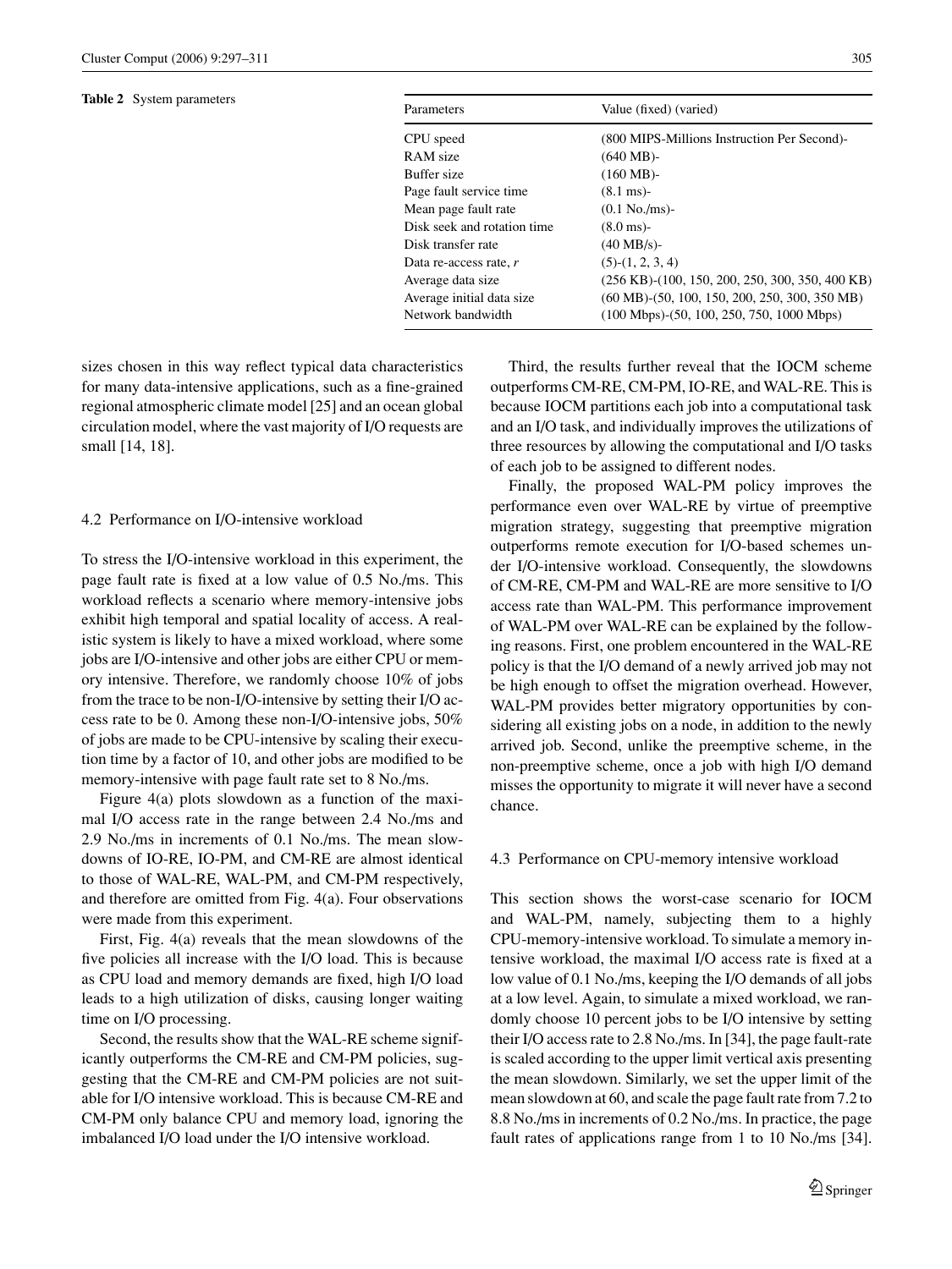**Table 2** System parameters

| Parameters | Value (fixed) (varied) |
|---|---|
| CPU speed | (800 MIPS-Millions Instruction Per Second)- |
| RAM size | (640 MB)- |
| Buffer size | (160 MB)- |
| Page fault service time | (8.1 ms)- |
| Mean page fault rate | (0.1 No./ms)- |
| Disk seek and rotation time | (8.0 ms)- |
| Disk transfer rate | (40 MB/s)- |
| Data re-access rate, *r* | (5)-(1, 2, 3, 4) |
| Average data size | (256 KB)-(100, 150, 200, 250, 300, 350, 400 KB) |
| Average initial data size | (60 MB)-(50, 100, 150, 200, 250, 300, 350 MB) |
| Network bandwidth | (100 Mbps)-(50, 100, 250, 750, 1000 Mbps) |

sizes chosen in this way reflect typical data characteristics for many data-intensive applications, such as a fine-grained regional atmospheric climate model [25] and an ocean global circulation model, where the vast majority of I/O requests are small [14, 18].

### 4.2 Performance on I/O-intensive workload

To stress the I/O-intensive workload in this experiment, the page fault rate is fixed at a low value of 0.5 No./ms. This workload reflects a scenario where memory-intensive jobs exhibit high temporal and spatial locality of access. A realistic system is likely to have a mixed workload, where some jobs are I/O-intensive and other jobs are either CPU or memory intensive. Therefore, we randomly choose 10% of jobs from the trace to be non-I/O-intensive by setting their I/O access rate to be 0. Among these non-I/O-intensive jobs, 50% of jobs are made to be CPU-intensive by scaling their execution time by a factor of 10, and other jobs are modified to be memory-intensive with page fault rate set to 8 No./ms.

Figure 4(a) plots slowdown as a function of the maximal I/O access rate in the range between 2.4 No./ms and 2.9 No./ms in increments of 0.1 No./ms. The mean slowdowns of IO-RE, IO-PM, and CM-RE are almost identical to those of WAL-RE, WAL-PM, and CM-PM respectively, and therefore are omitted from Fig. 4(a). Four observations were made from this experiment.

First, Fig. 4(a) reveals that the mean slowdowns of the five policies all increase with the I/O load. This is because as CPU load and memory demands are fixed, high I/O load leads to a high utilization of disks, causing longer waiting time on I/O processing.

Second, the results show that the WAL-RE scheme significantly outperforms the CM-RE and CM-PM policies, suggesting that the CM-RE and CM-PM policies are not suitable for I/O intensive workload. This is because CM-RE and CM-PM only balance CPU and memory load, ignoring the imbalanced I/O load under the I/O intensive workload.

Third, the results further reveal that the IOCM scheme outperforms CM-RE, CM-PM, IO-RE, and WAL-RE. This is because IOCM partitions each job into a computational task and an I/O task, and individually improves the utilizations of three resources by allowing the computational and I/O tasks of each job to be assigned to different nodes.

Finally, the proposed WAL-PM policy improves the performance even over WAL-RE by virtue of preemptive migration strategy, suggesting that preemptive migration outperforms remote execution for I/O-based schemes under I/O-intensive workload. Consequently, the slowdowns of CM-RE, CM-PM and WAL-RE are more sensitive to I/O access rate than WAL-PM. This performance improvement of WAL-PM over WAL-RE can be explained by the following reasons. First, one problem encountered in the WAL-RE policy is that the I/O demand of a newly arrived job may not be high enough to offset the migration overhead. However, WAL-PM provides better migratory opportunities by considering all existing jobs on a node, in addition to the newly arrived job. Second, unlike the preemptive scheme, in the non-preemptive scheme, once a job with high I/O demand misses the opportunity to migrate it will never have a second chance.

### 4.3 Performance on CPU-memory intensive workload

This section shows the worst-case scenario for IOCM and WAL-PM, namely, subjecting them to a highly CPU-memory-intensive workload. To simulate a memory intensive workload, the maximal I/O access rate is fixed at a low value of 0.1 No./ms, keeping the I/O demands of all jobs at a low level. Again, to simulate a mixed workload, we randomly choose 10 percent jobs to be I/O intensive by setting their I/O access rate to 2.8 No./ms. In [34], the page fault-rate is scaled according to the upper limit vertical axis presenting the mean slowdown. Similarly, we set the upper limit of the mean slowdown at 60, and scale the page fault rate from 7.2 to 8.8 No./ms in increments of 0.2 No./ms. In practice, the page fault rates of applications range from 1 to 10 No./ms [34].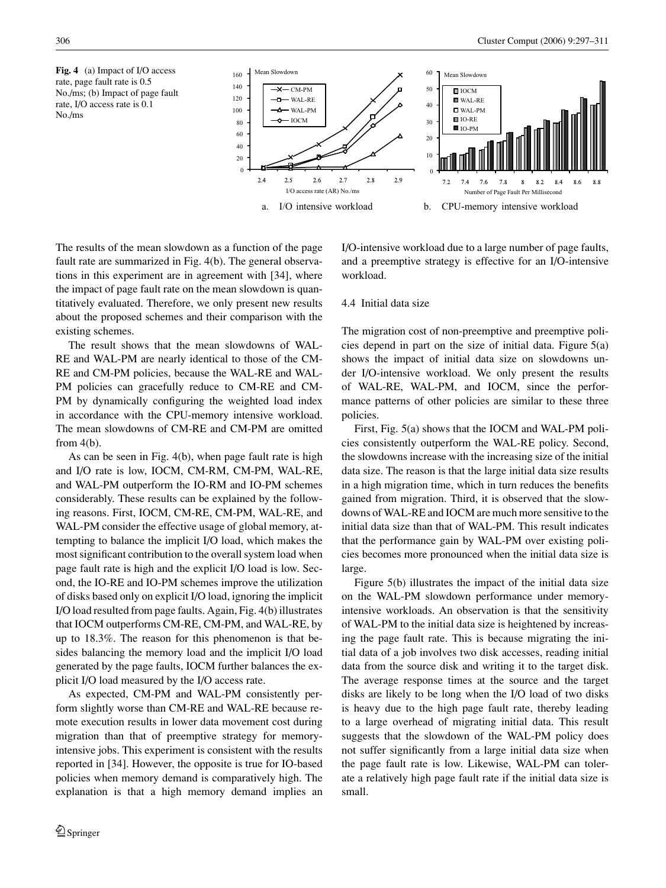**Fig. 4** (a) Impact of I/O access rate, page fault rate is 0.5 No./ms; (b) Impact of page fault rate, I/O access rate is 0.1 No./ms

a. I/O intensive workload    b. CPU-memory intensive workload

The results of the mean slowdown as a function of the page fault rate are summarized in Fig. 4(b). The general observations in this experiment are in agreement with [34], where the impact of page fault rate on the mean slowdown is quantitatively evaluated. Therefore, we only present new results about the proposed schemes and their comparison with the existing schemes.

The result shows that the mean slowdowns of WAL-RE and WAL-PM are nearly identical to those of the CM-RE and CM-PM policies, because the WAL-RE and WAL-PM policies can gracefully reduce to CM-RE and CM-PM by dynamically configuring the weighted load index in accordance with the CPU-memory intensive workload. The mean slowdowns of CM-RE and CM-PM are omitted from 4(b).

As can be seen in Fig. 4(b), when page fault rate is high and I/O rate is low, IOCM, CM-RM, CM-PM, WAL-RE, and WAL-PM outperform the IO-RM and IO-PM schemes considerably. These results can be explained by the following reasons. First, IOCM, CM-RE, CM-PM, WAL-RE, and WAL-PM consider the effective usage of global memory, attempting to balance the implicit I/O load, which makes the most significant contribution to the overall system load when page fault rate is high and the explicit I/O load is low. Second, the IO-RE and IO-PM schemes improve the utilization of disks based only on explicit I/O load, ignoring the implicit I/O load resulted from page faults. Again, Fig. 4(b) illustrates that IOCM outperforms CM-RE, CM-PM, and WAL-RE, by up to 18.3%. The reason for this phenomenon is that besides balancing the memory load and the implicit I/O load generated by the page faults, IOCM further balances the explicit I/O load measured by the I/O access rate.

As expected, CM-PM and WAL-PM consistently perform slightly worse than CM-RE and WAL-RE because remote execution results in lower data movement cost during migration than that of preemptive strategy for memory-intensive jobs. This experiment is consistent with the results reported in [34]. However, the opposite is true for IO-based policies when memory demand is comparatively high. The explanation is that a high memory demand implies an I/O-intensive workload due to a large number of page faults, and a preemptive strategy is effective for an I/O-intensive workload.

### 4.4 Initial data size

The migration cost of non-preemptive and preemptive policies depend in part on the size of initial data. Figure 5(a) shows the impact of initial data size on slowdowns under I/O-intensive workload. We only present the results of WAL-RE, WAL-PM, and IOCM, since the performance patterns of other policies are similar to these three policies.

First, Fig. 5(a) shows that the IOCM and WAL-PM policies consistently outperform the WAL-RE policy. Second, the slowdowns increase with the increasing size of the initial data size. The reason is that the large initial data size results in a high migration time, which in turn reduces the benefits gained from migration. Third, it is observed that the slowdowns of WAL-RE and IOCM are much more sensitive to the initial data size than that of WAL-PM. This result indicates that the performance gain by WAL-PM over existing policies becomes more pronounced when the initial data size is large.

Figure 5(b) illustrates the impact of the initial data size on the WAL-PM slowdown performance under memory-intensive workloads. An observation is that the sensitivity of WAL-PM to the initial data size is heightened by increasing the page fault rate. This is because migrating the initial data of a job involves two disk accesses, reading initial data from the source disk and writing it to the target disk. The average response times at the source and the target disks are likely to be long when the I/O load of two disks is heavy due to the high page fault rate, thereby leading to a large overhead of migrating initial data. This result suggests that the slowdown of the WAL-PM policy does not suffer significantly from a large initial data size when the page fault rate is low. Likewise, WAL-PM can tolerate a relatively high page fault rate if the initial data size is small.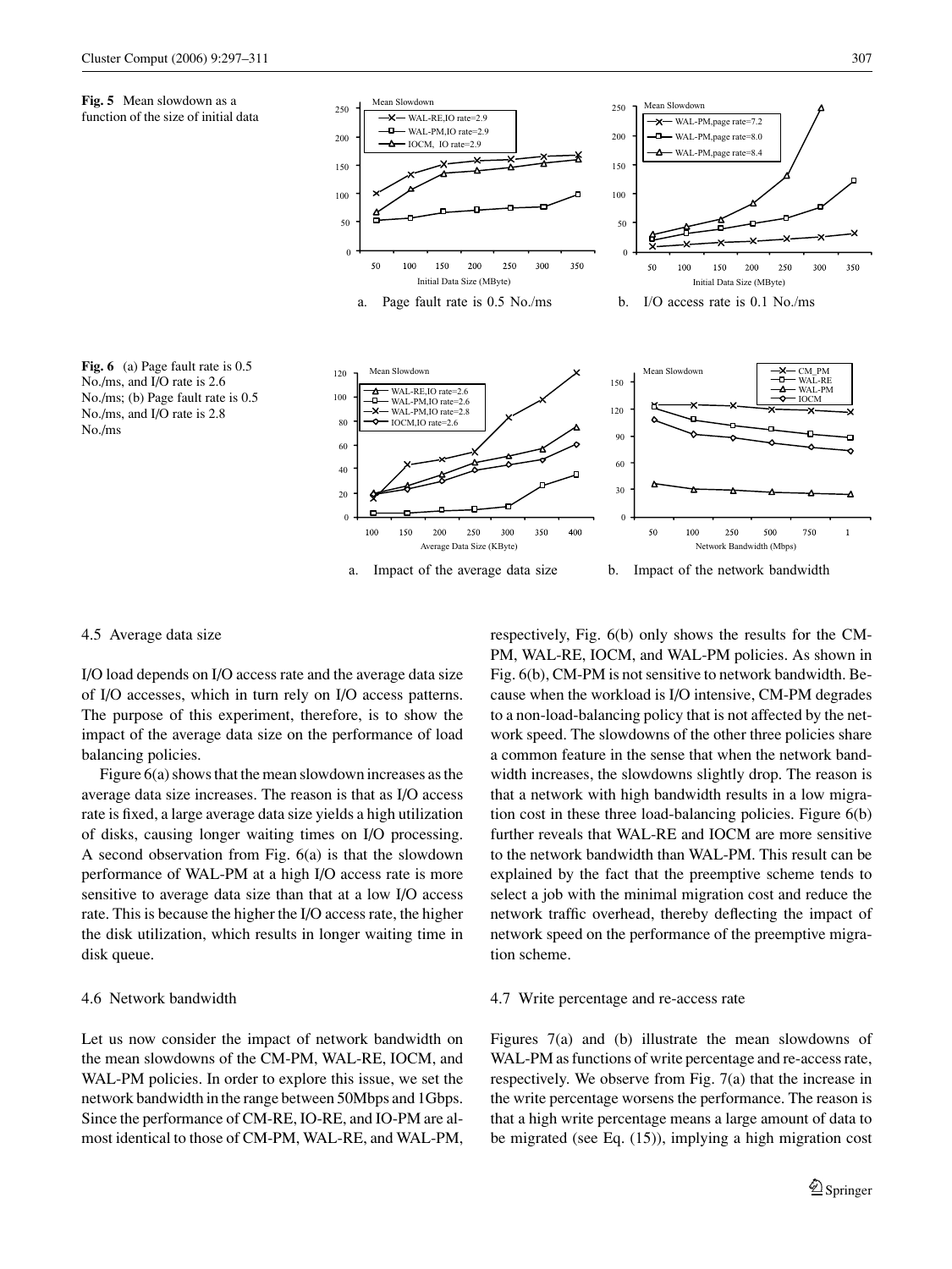**Fig. 5** Mean slowdown as a function of the size of initial data

a. Page fault rate is 0.5 No./ms

b. I/O access rate is 0.1 No./ms

**Fig. 6** (a) Page fault rate is 0.5 No./ms, and I/O rate is 2.6 No./ms; (b) Page fault rate is 0.5 No./ms, and I/O rate is 2.8 No./ms

a. Impact of the average data size

b. Impact of the network bandwidth

### 4.5 Average data size

I/O load depends on I/O access rate and the average data size of I/O accesses, which in turn rely on I/O access patterns. The purpose of this experiment, therefore, is to show the impact of the average data size on the performance of load balancing policies.

Figure 6(a) shows that the mean slowdown increases as the average data size increases. The reason is that as I/O access rate is fixed, a large average data size yields a high utilization of disks, causing longer waiting times on I/O processing. A second observation from Fig. 6(a) is that the slowdown performance of WAL-PM at a high I/O access rate is more sensitive to average data size than that at a low I/O access rate. This is because the higher the I/O access rate, the higher the disk utilization, which results in longer waiting time in disk queue.

### 4.6 Network bandwidth

Let us now consider the impact of network bandwidth on the mean slowdowns of the CM-PM, WAL-RE, IOCM, and WAL-PM policies. In order to explore this issue, we set the network bandwidth in the range between 50Mbps and 1Gbps. Since the performance of CM-RE, IO-RE, and IO-PM are almost identical to those of CM-PM, WAL-RE, and WAL-PM, respectively, Fig. 6(b) only shows the results for the CM-PM, WAL-RE, IOCM, and WAL-PM policies. As shown in Fig. 6(b), CM-PM is not sensitive to network bandwidth. Because when the workload is I/O intensive, CM-PM degrades to a non-load-balancing policy that is not affected by the network speed. The slowdowns of the other three policies share a common feature in the sense that when the network bandwidth increases, the slowdowns slightly drop. The reason is that a network with high bandwidth results in a low migration cost in these three load-balancing policies. Figure 6(b) further reveals that WAL-RE and IOCM are more sensitive to the network bandwidth than WAL-PM. This result can be explained by the fact that the preemptive scheme tends to select a job with the minimal migration cost and reduce the network traffic overhead, thereby deflecting the impact of network speed on the performance of the preemptive migration scheme.

### 4.7 Write percentage and re-access rate

Figures 7(a) and (b) illustrate the mean slowdowns of WAL-PM as functions of write percentage and re-access rate, respectively. We observe from Fig. 7(a) that the increase in the write percentage worsens the performance. The reason is that a high write percentage means a large amount of data to be migrated (see Eq. (15)), implying a high migration cost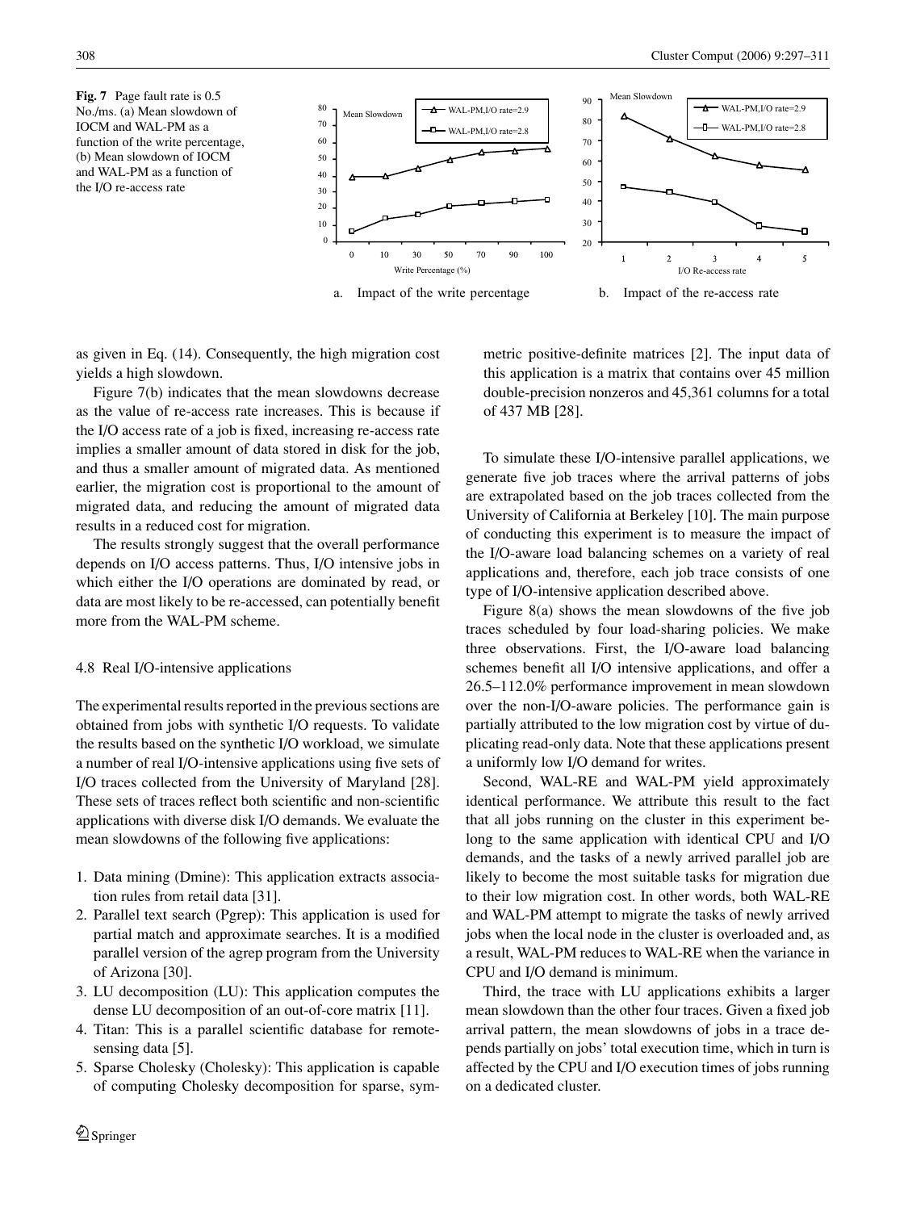**Fig. 7** Page fault rate is 0.5 No./ms. (a) Mean slowdown of IOCM and WAL-PM as a function of the write percentage, (b) Mean slowdown of IOCM and WAL-PM as a function of the I/O re-access rate

Mean Slowdown
WAL-PM,I/O rate=2.9
WAL-PM,I/O rate=2.8
80
70
60
50
40
30
20
10
0
0 10 30 50 70 90 100
Write Percentage (%)

a. Impact of the write percentage

Mean Slowdown
WAL-PM,I/O rate=2.9
WAL-PM,I/O rate=2.8
90
80
70
60
50
40
30
20
1 2 3 4 5
I/O Re-access rate

b. Impact of the re-access rate

as given in Eq. (14). Consequently, the high migration cost yields a high slowdown.

Figure 7(b) indicates that the mean slowdowns decrease as the value of re-access rate increases. This is because if the I/O access rate of a job is fixed, increasing re-access rate implies a smaller amount of data stored in disk for the job, and thus a smaller amount of migrated data. As mentioned earlier, the migration cost is proportional to the amount of migrated data, and reducing the amount of migrated data results in a reduced cost for migration.

The results strongly suggest that the overall performance depends on I/O access patterns. Thus, I/O intensive jobs in which either the I/O operations are dominated by read, or data are most likely to be re-accessed, can potentially benefit more from the WAL-PM scheme.

### 4.8 Real I/O-intensive applications

The experimental results reported in the previous sections are obtained from jobs with synthetic I/O requests. To validate the results based on the synthetic I/O workload, we simulate a number of real I/O-intensive applications using five sets of I/O traces collected from the University of Maryland [28]. These sets of traces reflect both scientific and non-scientific applications with diverse disk I/O demands. We evaluate the mean slowdowns of the following five applications:

1. Data mining (Dmine): This application extracts association rules from retail data [31].
2. Parallel text search (Pgrep): This application is used for partial match and approximate searches. It is a modified parallel version of the agrep program from the University of Arizona [30].
3. LU decomposition (LU): This application computes the dense LU decomposition of an out-of-core matrix [11].
4. Titan: This is a parallel scientific database for remote-sensing data [5].
5. Sparse Cholesky (Cholesky): This application is capable of computing Cholesky decomposition for sparse, symmetric positive-definite matrices [2]. The input data of this application is a matrix that contains over 45 million double-precision nonzeros and 45,361 columns for a total of 437 MB [28].

To simulate these I/O-intensive parallel applications, we generate five job traces where the arrival patterns of jobs are extrapolated based on the job traces collected from the University of California at Berkeley [10]. The main purpose of conducting this experiment is to measure the impact of the I/O-aware load balancing schemes on a variety of real applications and, therefore, each job trace consists of one type of I/O-intensive application described above.

Figure 8(a) shows the mean slowdowns of the five job traces scheduled by four load-sharing policies. We make three observations. First, the I/O-aware load balancing schemes benefit all I/O intensive applications, and offer a 26.5–112.0% performance improvement in mean slowdown over the non-I/O-aware policies. The performance gain is partially attributed to the low migration cost by virtue of duplicating read-only data. Note that these applications present a uniformly low I/O demand for writes.

Second, WAL-RE and WAL-PM yield approximately identical performance. We attribute this result to the fact that all jobs running on the cluster in this experiment belong to the same application with identical CPU and I/O demands, and the tasks of a newly arrived parallel job are likely to become the most suitable tasks for migration due to their low migration cost. In other words, both WAL-RE and WAL-PM attempt to migrate the tasks of newly arrived jobs when the local node in the cluster is overloaded and, as a result, WAL-PM reduces to WAL-RE when the variance in CPU and I/O demand is minimum.

Third, the trace with LU applications exhibits a larger mean slowdown than the other four traces. Given a fixed job arrival pattern, the mean slowdowns of jobs in a trace depends partially on jobs' total execution time, which in turn is affected by the CPU and I/O execution times of jobs running on a dedicated cluster.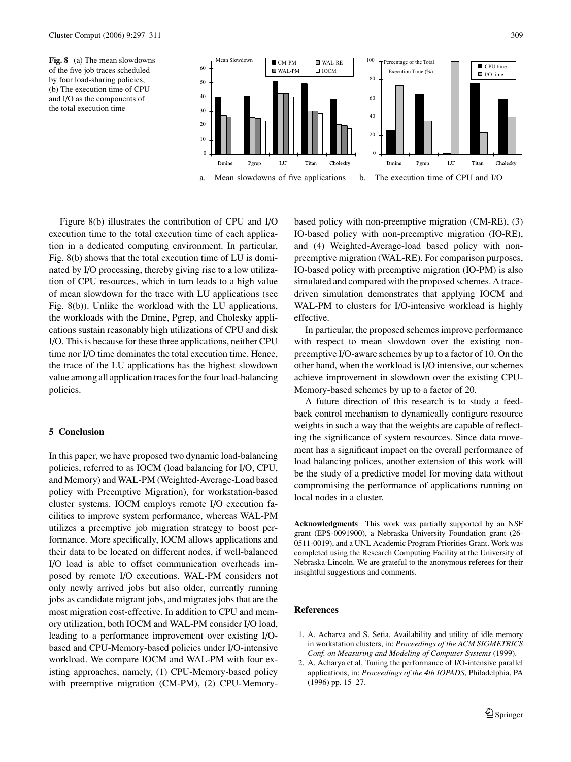**Fig. 8** (a) The mean slowdowns of the five job traces scheduled by four load-sharing policies, (b) The execution time of CPU and I/O as the components of the total execution time

a. Mean slowdowns of five applications b. The execution time of CPU and I/O

Figure 8(b) illustrates the contribution of CPU and I/O execution time to the total execution time of each application in a dedicated computing environment. In particular, Fig. 8(b) shows that the total execution time of LU is dominated by I/O processing, thereby giving rise to a low utilization of CPU resources, which in turn leads to a high value of mean slowdown for the trace with LU applications (see Fig. 8(b)). Unlike the workload with the LU applications, the workloads with the Dmine, Pgrep, and Cholesky applications sustain reasonably high utilizations of CPU and disk I/O. This is because for these three applications, neither CPU time nor I/O time dominates the total execution time. Hence, the trace of the LU applications has the highest slowdown value among all application traces for the four load-balancing policies.

## 5 Conclusion

In this paper, we have proposed two dynamic load-balancing policies, referred to as IOCM (load balancing for I/O, CPU, and Memory) and WAL-PM (Weighted-Average-Load based policy with Preemptive Migration), for workstation-based cluster systems. IOCM employs remote I/O execution facilities to improve system performance, whereas WAL-PM utilizes a preemptive job migration strategy to boost performance. More specifically, IOCM allows applications and their data to be located on different nodes, if well-balanced I/O load is able to offset communication overheads imposed by remote I/O executions. WAL-PM considers not only newly arrived jobs but also older, currently running jobs as candidate migrant jobs, and migrates jobs that are the most migration cost-effective. In addition to CPU and memory utilization, both IOCM and WAL-PM consider I/O load, leading to a performance improvement over existing I/O-based and CPU-Memory-based policies under I/O-intensive workload. We compare IOCM and WAL-PM with four existing approaches, namely, (1) CPU-Memory-based policy with preemptive migration (CM-PM), (2) CPU-Memory-based policy with non-preemptive migration (CM-RE), (3) IO-based policy with non-preemptive migration (IO-RE), and (4) Weighted-Average-load based policy with non-preemptive migration (WAL-RE). For comparison purposes, IO-based policy with preemptive migration (IO-PM) is also simulated and compared with the proposed schemes. A trace-driven simulation demonstrates that applying IOCM and WAL-PM to clusters for I/O-intensive workload is highly effective.

In particular, the proposed schemes improve performance with respect to mean slowdown over the existing non-preemptive I/O-aware schemes by up to a factor of 10. On the other hand, when the workload is I/O intensive, our schemes achieve improvement in slowdown over the existing CPU-Memory-based schemes by up to a factor of 20.

A future direction of this research is to study a feedback control mechanism to dynamically configure resource weights in such a way that the weights are capable of reflecting the significance of system resources. Since data movement has a significant impact on the overall performance of load balancing polices, another extension of this work will be the study of a predictive model for moving data without compromising the performance of applications running on local nodes in a cluster.

**Acknowledgments** This work was partially supported by an NSF grant (EPS-0091900), a Nebraska University Foundation grant (26-0511-0019), and a UNL Academic Program Priorities Grant. Work was completed using the Research Computing Facility at the University of Nebraska-Lincoln. We are grateful to the anonymous referees for their insightful suggestions and comments.

## References

1. A. Acharva and S. Setia, Availability and utility of idle memory in workstation clusters, in: *Proceedings of the ACM SIGMETRICS Conf. on Measuring and Modeling of Computer Systems* (1999).
2. A. Acharya et al, Tuning the performance of I/O-intensive parallel applications, in: *Proceedings of the 4th IOPADS*, Philadelphia, PA (1996) pp. 15–27.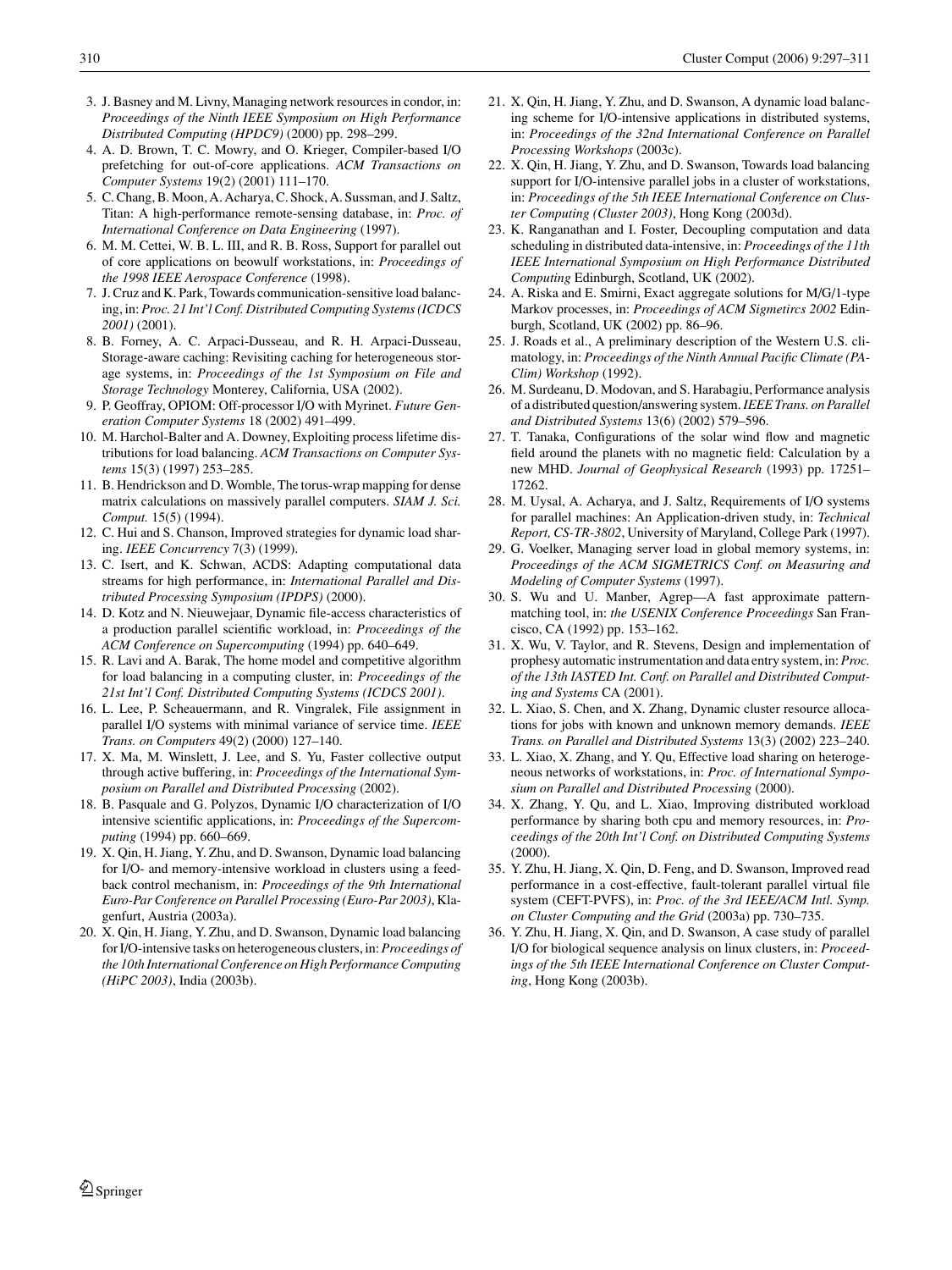3. J. Basney and M. Livny, Managing network resources in condor, in: *Proceedings of the Ninth IEEE Symposium on High Performance Distributed Computing (HPDC9)* (2000) pp. 298–299.
4. A. D. Brown, T. C. Mowry, and O. Krieger, Compiler-based I/O prefetching for out-of-core applications. *ACM Transactions on Computer Systems* 19(2) (2001) 111–170.
5. C. Chang, B. Moon, A. Acharya, C. Shock, A. Sussman, and J. Saltz, Titan: A high-performance remote-sensing database, in: *Proc. of International Conference on Data Engineering* (1997).
6. M. M. Cettei, W. B. L. III, and R. B. Ross, Support for parallel out of core applications on beowulf workstations, in: *Proceedings of the 1998 IEEE Aerospace Conference* (1998).
7. J. Cruz and K. Park, Towards communication-sensitive load balancing, in: *Proc. 21 Int'l Conf. Distributed Computing Systems (ICDCS 2001)* (2001).
8. B. Forney, A. C. Arpaci-Dusseau, and R. H. Arpaci-Dusseau, Storage-aware caching: Revisiting caching for heterogeneous storage systems, in: *Proceedings of the 1st Symposium on File and Storage Technology* Monterey, California, USA (2002).
9. P. Geoffray, OPIOM: Off-processor I/O with Myrinet. *Future Generation Computer Systems* 18 (2002) 491–499.
10. M. Harchol-Balter and A. Downey, Exploiting process lifetime distributions for load balancing. *ACM Transactions on Computer Systems* 15(3) (1997) 253–285.
11. B. Hendrickson and D. Womble, The torus-wrap mapping for dense matrix calculations on massively parallel computers. *SIAM J. Sci. Comput.* 15(5) (1994).
12. C. Hui and S. Chanson, Improved strategies for dynamic load sharing. *IEEE Concurrency* 7(3) (1999).
13. C. Isert, and K. Schwan, ACDS: Adapting computational data streams for high performance, in: *International Parallel and Distributed Processing Symposium (IPDPS)* (2000).
14. D. Kotz and N. Nieuwejaar, Dynamic file-access characteristics of a production parallel scientific workload, in: *Proceedings of the ACM Conference on Supercomputing* (1994) pp. 640–649.
15. R. Lavi and A. Barak, The home model and competitive algorithm for load balancing in a computing cluster, in: *Proceedings of the 21st Int'l Conf. Distributed Computing Systems (ICDCS 2001)*.
16. L. Lee, P. Scheauermann, and R. Vingralek, File assignment in parallel I/O systems with minimal variance of service time. *IEEE Trans. on Computers* 49(2) (2000) 127–140.
17. X. Ma, M. Winslett, J. Lee, and S. Yu, Faster collective output through active buffering, in: *Proceedings of the International Symposium on Parallel and Distributed Processing* (2002).
18. B. Pasquale and G. Polyzos, Dynamic I/O characterization of I/O intensive scientific applications, in: *Proceedings of the Supercomputing* (1994) pp. 660–669.
19. X. Qin, H. Jiang, Y. Zhu, and D. Swanson, Dynamic load balancing for I/O- and memory-intensive workload in clusters using a feedback control mechanism, in: *Proceedings of the 9th International Euro-Par Conference on Parallel Processing (Euro-Par 2003)*, Klagenfurt, Austria (2003a).
20. X. Qin, H. Jiang, Y. Zhu, and D. Swanson, Dynamic load balancing for I/O-intensive tasks on heterogeneous clusters, in: *Proceedings of the 10th International Conference on High Performance Computing (HiPC 2003)*, India (2003b).
21. X. Qin, H. Jiang, Y. Zhu, and D. Swanson, A dynamic load balancing scheme for I/O-intensive applications in distributed systems, in: *Proceedings of the 32nd International Conference on Parallel Processing Workshops* (2003c).
22. X. Qin, H. Jiang, Y. Zhu, and D. Swanson, Towards load balancing support for I/O-intensive parallel jobs in a cluster of workstations, in: *Proceedings of the 5th IEEE International Conference on Cluster Computing (Cluster 2003)*, Hong Kong (2003d).
23. K. Ranganathan and I. Foster, Decoupling computation and data scheduling in distributed data-intensive, in: *Proceedings of the 11th IEEE International Symposium on High Performance Distributed Computing* Edinburgh, Scotland, UK (2002).
24. A. Riska and E. Smirni, Exact aggregate solutions for M/G/1-type Markov processes, in: *Proceedings of ACM Sigmetircs 2002* Edinburgh, Scotland, UK (2002) pp. 86–96.
25. J. Roads et al., A preliminary description of the Western U.S. climatology, in: *Proceedings of the Ninth Annual Pacific Climate (PAClim) Workshop* (1992).
26. M. Surdeanu, D. Modovan, and S. Harabagiu, Performance analysis of a distributed question/answering system. *IEEE Trans. on Parallel and Distributed Systems* 13(6) (2002) 579–596.
27. T. Tanaka, Configurations of the solar wind flow and magnetic field around the planets with no magnetic field: Calculation by a new MHD. *Journal of Geophysical Research* (1993) pp. 17251–17262.
28. M. Uysal, A. Acharya, and J. Saltz, Requirements of I/O systems for parallel machines: An Application-driven study, in: *Technical Report, CS-TR-3802*, University of Maryland, College Park (1997).
29. G. Voelker, Managing server load in global memory systems, in: *Proceedings of the ACM SIGMETRICS Conf. on Measuring and Modeling of Computer Systems* (1997).
30. S. Wu and U. Manber, Agrep—A fast approximate pattern-matching tool, in: *the USENIX Conference Proceedings* San Francisco, CA (1992) pp. 153–162.
31. X. Wu, V. Taylor, and R. Stevens, Design and implementation of prophesy automatic instrumentation and data entry system, in: *Proc. of the 13th IASTED Int. Conf. on Parallel and Distributed Computing and Systems* CA (2001).
32. L. Xiao, S. Chen, and X. Zhang, Dynamic cluster resource allocations for jobs with known and unknown memory demands. *IEEE Trans. on Parallel and Distributed Systems* 13(3) (2002) 223–240.
33. L. Xiao, X. Zhang, and Y. Qu, Effective load sharing on heterogeneous networks of workstations, in: *Proc. of International Symposium on Parallel and Distributed Processing* (2000).
34. X. Zhang, Y. Qu, and L. Xiao, Improving distributed workload performance by sharing both cpu and memory resources, in: *Proceedings of the 20th Int'l Conf. on Distributed Computing Systems* (2000).
35. Y. Zhu, H. Jiang, X. Qin, D. Feng, and D. Swanson, Improved read performance in a cost-effective, fault-tolerant parallel virtual file system (CEFT-PVFS), in: *Proc. of the 3rd IEEE/ACM Intl. Symp. on Cluster Computing and the Grid* (2003a) pp. 730–735.
36. Y. Zhu, H. Jiang, X. Qin, and D. Swanson, A case study of parallel I/O for biological sequence analysis on linux clusters, in: *Proceedings of the 5th IEEE International Conference on Cluster Computing*, Hong Kong (2003b).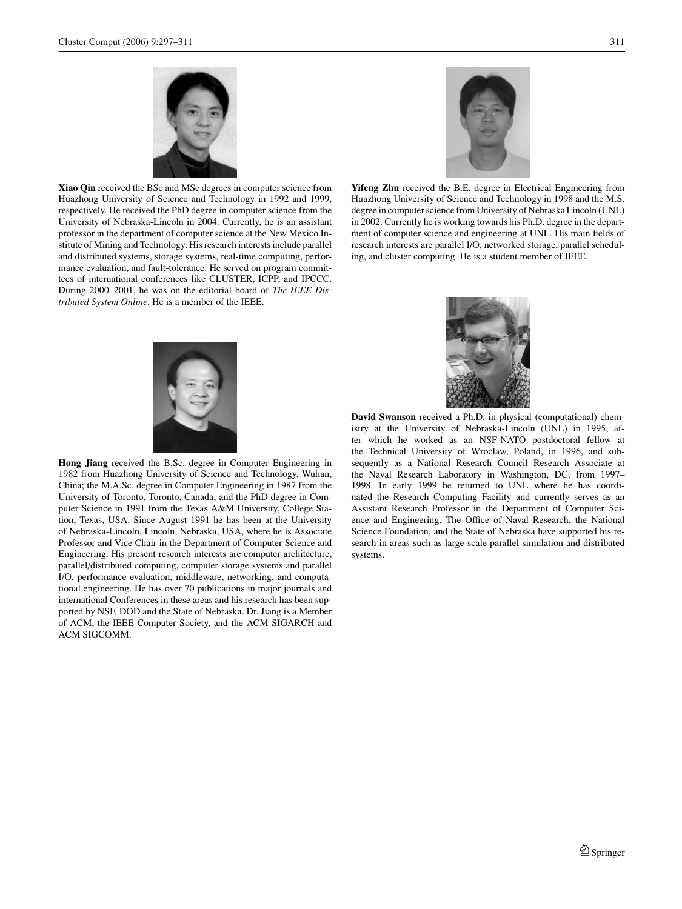**Xiao Qin** received the BSc and MSc degrees in computer science from Huazhong University of Science and Technology in 1992 and 1999, respectively. He received the PhD degree in computer science from the University of Nebraska-Lincoln in 2004. Currently, he is an assistant professor in the department of computer science at the New Mexico Institute of Mining and Technology. His research interests include parallel and distributed systems, storage systems, real-time computing, performance evaluation, and fault-tolerance. He served on program committees of international conferences like CLUSTER, ICPP, and IPCCC. During 2000–2001, he was on the editorial board of *The IEEE Distributed System Online*. He is a member of the IEEE.

**Hong Jiang** received the B.Sc. degree in Computer Engineering in 1982 from Huazhong University of Science and Technology, Wuhan, China; the M.A.Sc. degree in Computer Engineering in 1987 from the University of Toronto, Toronto, Canada; and the PhD degree in Computer Science in 1991 from the Texas A&M University, College Station, Texas, USA. Since August 1991 he has been at the University of Nebraska-Lincoln, Lincoln, Nebraska, USA, where he is Associate Professor and Vice Chair in the Department of Computer Science and Engineering. His present research interests are computer architecture, parallel/distributed computing, computer storage systems and parallel I/O, performance evaluation, middleware, networking, and computational engineering. He has over 70 publications in major journals and international Conferences in these areas and his research has been supported by NSF, DOD and the State of Nebraska. Dr. Jiang is a Member of ACM, the IEEE Computer Society, and the ACM SIGARCH and ACM SIGCOMM.

**Yifeng Zhu** received the B.E. degree in Electrical Engineering from Huazhong University of Science and Technology in 1998 and the M.S. degree in computer science from University of Nebraska Lincoln (UNL) in 2002. Currently he is working towards his Ph.D. degree in the department of computer science and engineering at UNL. His main fields of research interests are parallel I/O, networked storage, parallel scheduling, and cluster computing. He is a student member of IEEE.

**David Swanson** received a Ph.D. in physical (computational) chemistry at the University of Nebraska-Lincoln (UNL) in 1995, after which he worked as an NSF-NATO postdoctoral fellow at the Technical University of Wroclaw, Poland, in 1996, and subsequently as a National Research Council Research Associate at the Naval Research Laboratory in Washington, DC, from 1997–1998. In early 1999 he returned to UNL where he has coordinated the Research Computing Facility and currently serves as an Assistant Research Professor in the Department of Computer Science and Engineering. The Office of Naval Research, the National Science Foundation, and the State of Nebraska have supported his research in areas such as large-scale parallel simulation and distributed systems.